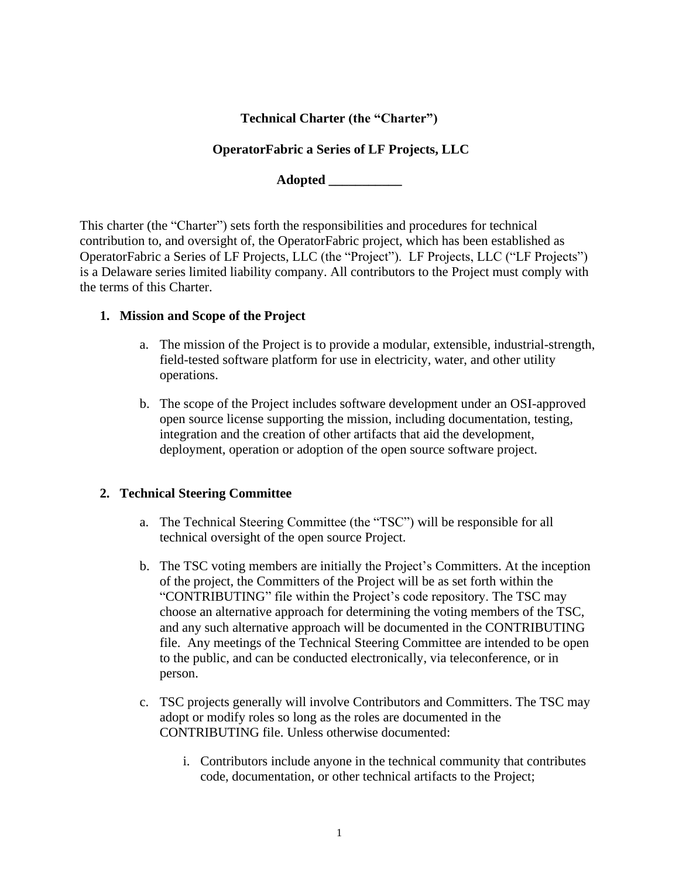**Technical Charter (the "Charter")**

**OperatorFabric a Series of LF Projects, LLC**

**Adopted ___________**

This charter (the "Charter") sets forth the responsibilities and procedures for technical contribution to, and oversight of, the OperatorFabric project, which has been established as OperatorFabric a Series of LF Projects, LLC (the "Project"). LF Projects, LLC ("LF Projects") is a Delaware series limited liability company. All contributors to the Project must comply with the terms of this Charter.

## 1. Mission and Scope of the Project

a. The mission of the Project is to provide a modular, extensible, industrial-strength, field-tested software platform for use in electricity, water, and other utility operations.

b. The scope of the Project includes software development under an OSI-approved open source license supporting the mission, including documentation, testing, integration and the creation of other artifacts that aid the development, deployment, operation or adoption of the open source software project.

## 2. Technical Steering Committee

a. The Technical Steering Committee (the "TSC") will be responsible for all technical oversight of the open source Project.

b. The TSC voting members are initially the Project's Committers. At the inception of the project, the Committers of the Project will be as set forth within the "CONTRIBUTING" file within the Project's code repository. The TSC may choose an alternative approach for determining the voting members of the TSC, and any such alternative approach will be documented in the CONTRIBUTING file. Any meetings of the Technical Steering Committee are intended to be open to the public, and can be conducted electronically, via teleconference, or in person.

c. TSC projects generally will involve Contributors and Committers. The TSC may adopt or modify roles so long as the roles are documented in the CONTRIBUTING file. Unless otherwise documented:

   i. Contributors include anyone in the technical community that contributes code, documentation, or other technical artifacts to the Project;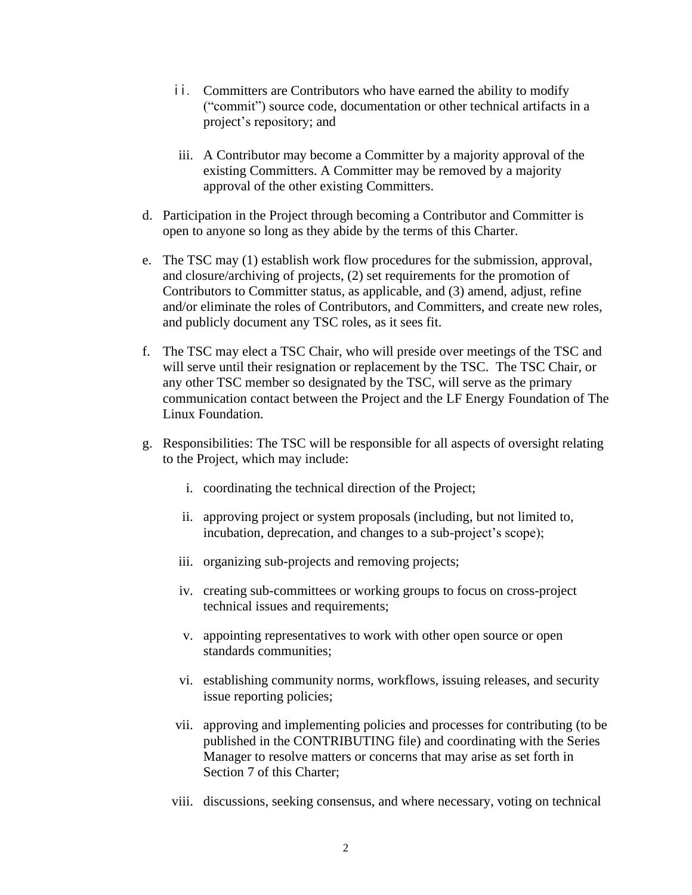ii. Committers are Contributors who have earned the ability to modify (“commit”) source code, documentation or other technical artifacts in a project’s repository; and

   iii. A Contributor may become a Committer by a majority approval of the existing Committers. A Committer may be removed by a majority approval of the other existing Committers.

d. Participation in the Project through becoming a Contributor and Committer is open to anyone so long as they abide by the terms of this Charter.

e. The TSC may (1) establish work flow procedures for the submission, approval, and closure/archiving of projects, (2) set requirements for the promotion of Contributors to Committer status, as applicable, and (3) amend, adjust, refine and/or eliminate the roles of Contributors, and Committers, and create new roles, and publicly document any TSC roles, as it sees fit.

f. The TSC may elect a TSC Chair, who will preside over meetings of the TSC and will serve until their resignation or replacement by the TSC. The TSC Chair, or any other TSC member so designated by the TSC, will serve as the primary communication contact between the Project and the LF Energy Foundation of The Linux Foundation.

g. Responsibilities: The TSC will be responsible for all aspects of oversight relating to the Project, which may include:

   i. coordinating the technical direction of the Project;

   ii. approving project or system proposals (including, but not limited to, incubation, deprecation, and changes to a sub-project’s scope);

   iii. organizing sub-projects and removing projects;

   iv. creating sub-committees or working groups to focus on cross-project technical issues and requirements;

   v. appointing representatives to work with other open source or open standards communities;

   vi. establishing community norms, workflows, issuing releases, and security issue reporting policies;

   vii. approving and implementing policies and processes for contributing (to be published in the CONTRIBUTING file) and coordinating with the Series Manager to resolve matters or concerns that may arise as set forth in Section 7 of this Charter;

   viii. discussions, seeking consensus, and where necessary, voting on technical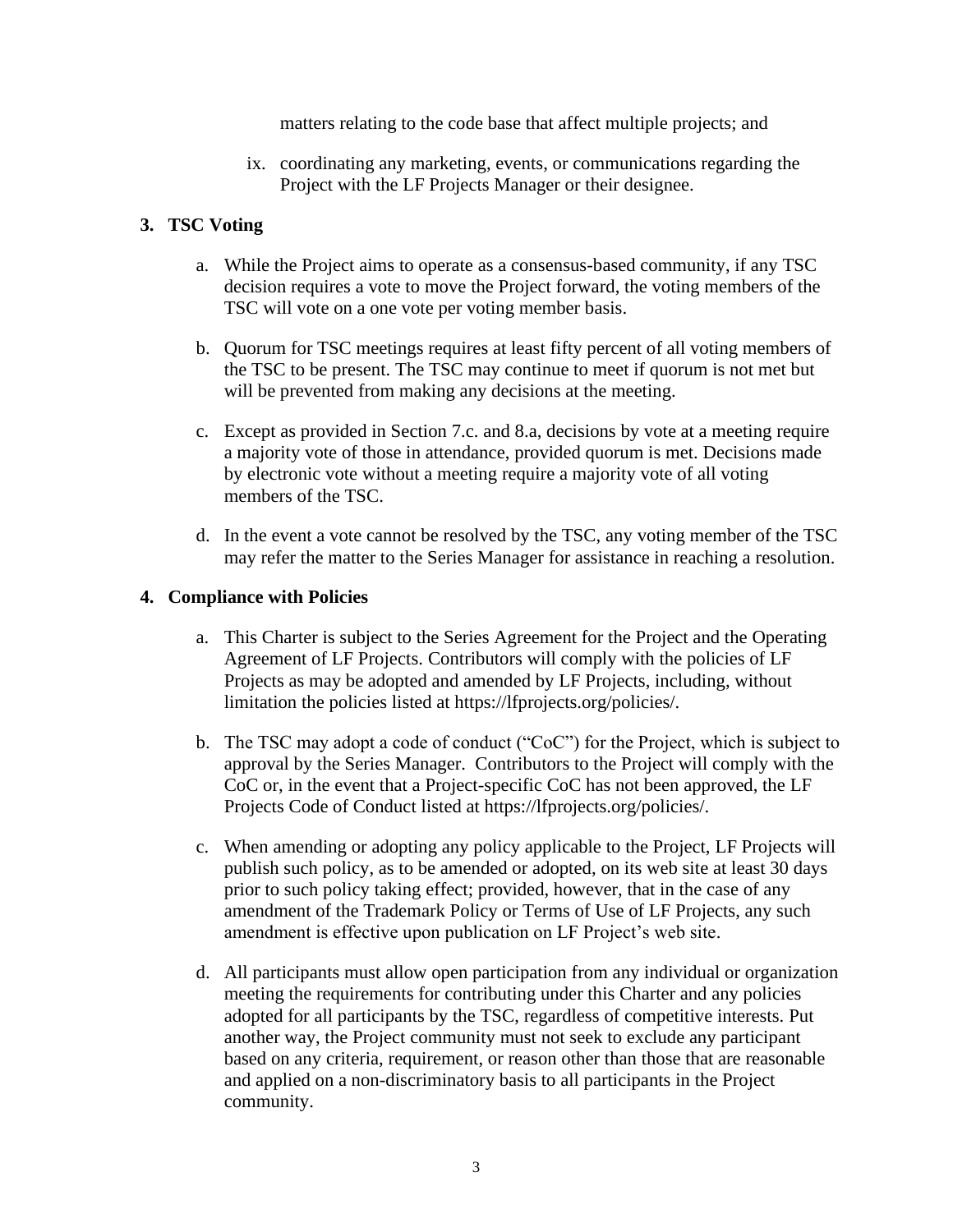matters relating to the code base that affect multiple projects; and

ix. coordinating any marketing, events, or communications regarding the Project with the LF Projects Manager or their designee.

## 3. TSC Voting

a. While the Project aims to operate as a consensus-based community, if any TSC decision requires a vote to move the Project forward, the voting members of the TSC will vote on a one vote per voting member basis.

b. Quorum for TSC meetings requires at least fifty percent of all voting members of the TSC to be present. The TSC may continue to meet if quorum is not met but will be prevented from making any decisions at the meeting.

c. Except as provided in Section 7.c. and 8.a, decisions by vote at a meeting require a majority vote of those in attendance, provided quorum is met. Decisions made by electronic vote without a meeting require a majority vote of all voting members of the TSC.

d. In the event a vote cannot be resolved by the TSC, any voting member of the TSC may refer the matter to the Series Manager for assistance in reaching a resolution.

## 4. Compliance with Policies

a. This Charter is subject to the Series Agreement for the Project and the Operating Agreement of LF Projects. Contributors will comply with the policies of LF Projects as may be adopted and amended by LF Projects, including, without limitation the policies listed at https://lfprojects.org/policies/.

b. The TSC may adopt a code of conduct ("CoC") for the Project, which is subject to approval by the Series Manager. Contributors to the Project will comply with the CoC or, in the event that a Project-specific CoC has not been approved, the LF Projects Code of Conduct listed at https://lfprojects.org/policies/.

c. When amending or adopting any policy applicable to the Project, LF Projects will publish such policy, as to be amended or adopted, on its web site at least 30 days prior to such policy taking effect; provided, however, that in the case of any amendment of the Trademark Policy or Terms of Use of LF Projects, any such amendment is effective upon publication on LF Project's web site.

d. All participants must allow open participation from any individual or organization meeting the requirements for contributing under this Charter and any policies adopted for all participants by the TSC, regardless of competitive interests. Put another way, the Project community must not seek to exclude any participant based on any criteria, requirement, or reason other than those that are reasonable and applied on a non-discriminatory basis to all participants in the Project community.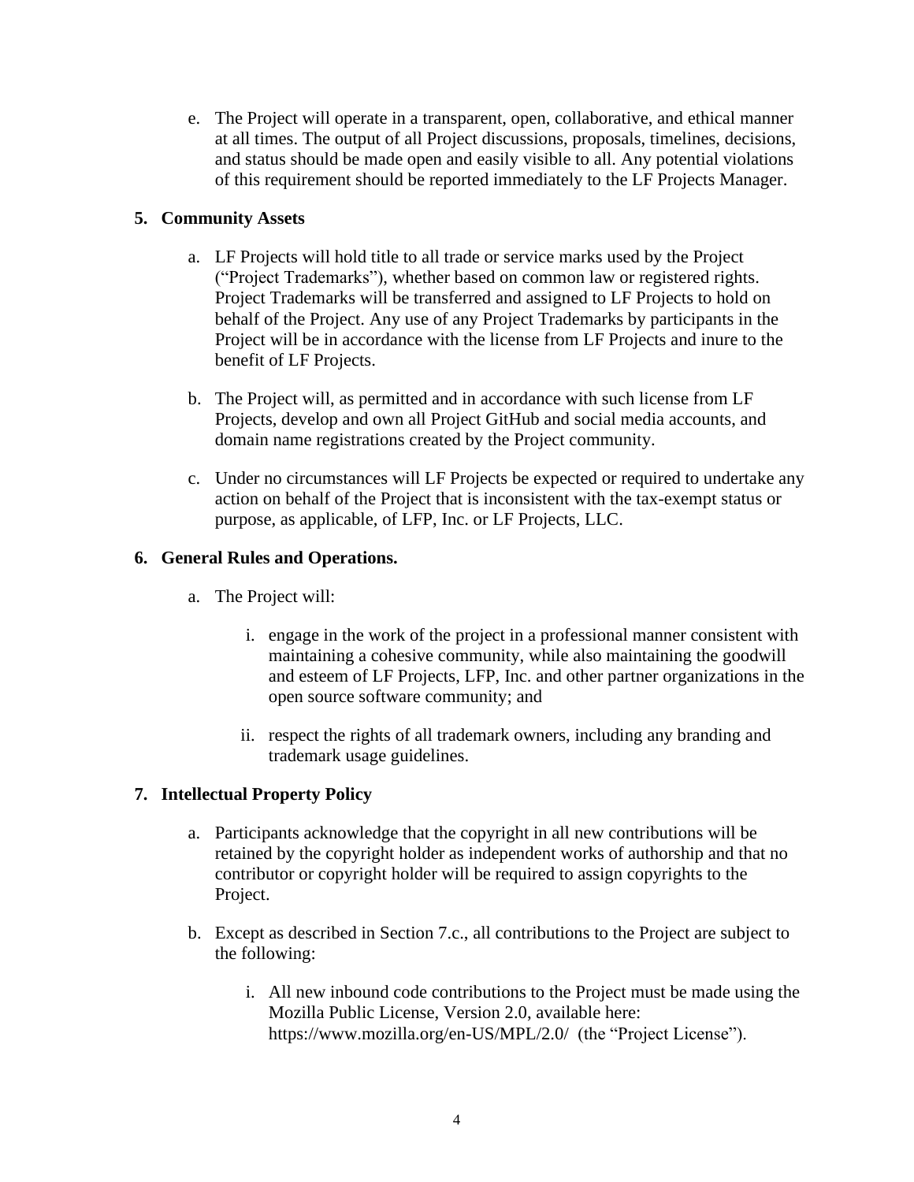e. The Project will operate in a transparent, open, collaborative, and ethical manner at all times. The output of all Project discussions, proposals, timelines, decisions, and status should be made open and easily visible to all. Any potential violations of this requirement should be reported immediately to the LF Projects Manager.

**5. Community Assets**

a. LF Projects will hold title to all trade or service marks used by the Project ("Project Trademarks"), whether based on common law or registered rights. Project Trademarks will be transferred and assigned to LF Projects to hold on behalf of the Project. Any use of any Project Trademarks by participants in the Project will be in accordance with the license from LF Projects and inure to the benefit of LF Projects.

b. The Project will, as permitted and in accordance with such license from LF Projects, develop and own all Project GitHub and social media accounts, and domain name registrations created by the Project community.

c. Under no circumstances will LF Projects be expected or required to undertake any action on behalf of the Project that is inconsistent with the tax-exempt status or purpose, as applicable, of LFP, Inc. or LF Projects, LLC.

**6. General Rules and Operations.**

a. The Project will:

   i. engage in the work of the project in a professional manner consistent with maintaining a cohesive community, while also maintaining the goodwill and esteem of LF Projects, LFP, Inc. and other partner organizations in the open source software community; and

   ii. respect the rights of all trademark owners, including any branding and trademark usage guidelines.

**7. Intellectual Property Policy**

a. Participants acknowledge that the copyright in all new contributions will be retained by the copyright holder as independent works of authorship and that no contributor or copyright holder will be required to assign copyrights to the Project.

b. Except as described in Section 7.c., all contributions to the Project are subject to the following:

   i. All new inbound code contributions to the Project must be made using the Mozilla Public License, Version 2.0, available here: https://www.mozilla.org/en-US/MPL/2.0/ (the "Project License").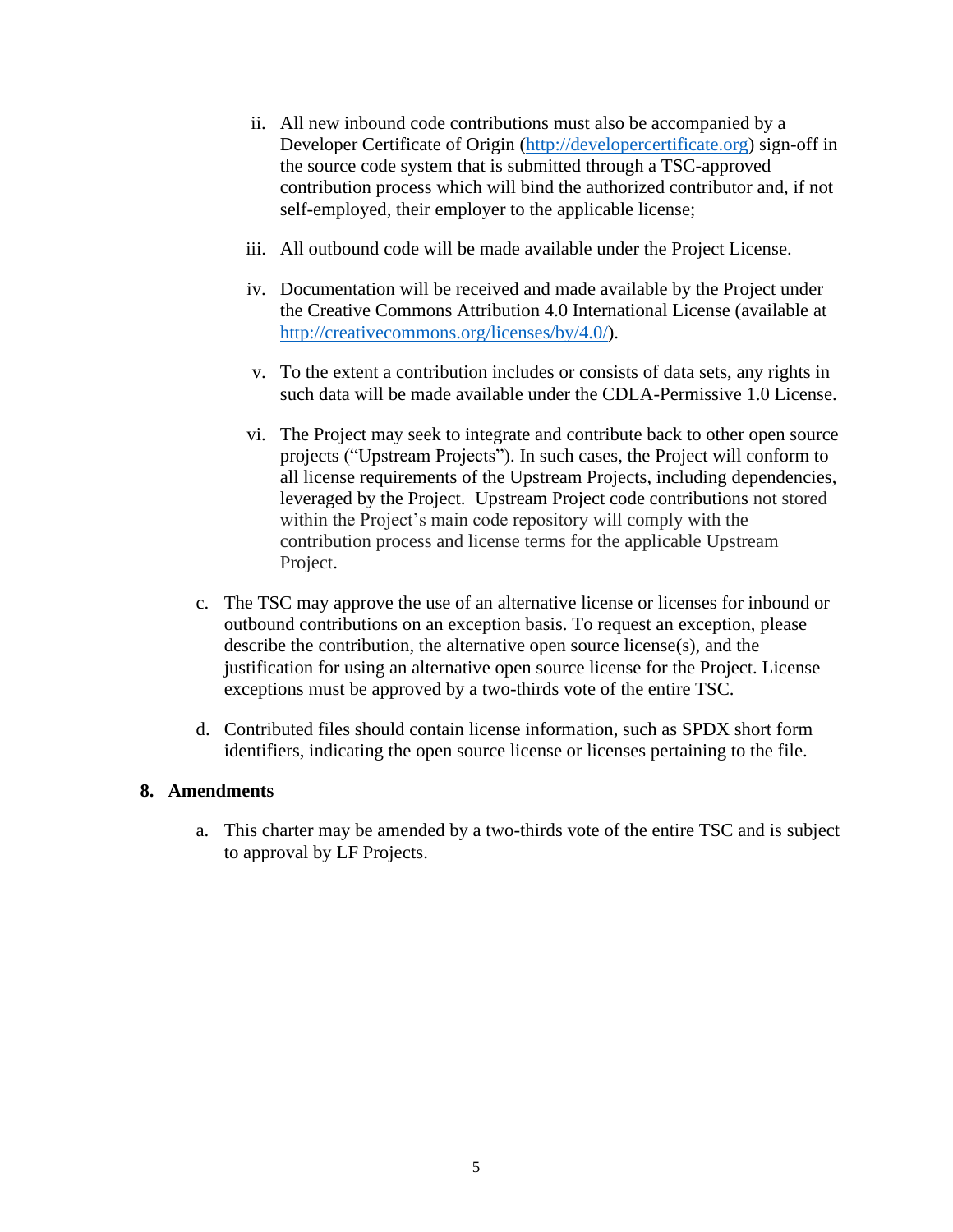ii. All new inbound code contributions must also be accompanied by a Developer Certificate of Origin (http://developercertificate.org) sign-off in the source code system that is submitted through a TSC-approved contribution process which will bind the authorized contributor and, if not self-employed, their employer to the applicable license;

iii. All outbound code will be made available under the Project License.

iv. Documentation will be received and made available by the Project under the Creative Commons Attribution 4.0 International License (available at http://creativecommons.org/licenses/by/4.0/).

v. To the extent a contribution includes or consists of data sets, any rights in such data will be made available under the CDLA-Permissive 1.0 License.

vi. The Project may seek to integrate and contribute back to other open source projects ("Upstream Projects"). In such cases, the Project will conform to all license requirements of the Upstream Projects, including dependencies, leveraged by the Project. Upstream Project code contributions not stored within the Project's main code repository will comply with the contribution process and license terms for the applicable Upstream Project.

c. The TSC may approve the use of an alternative license or licenses for inbound or outbound contributions on an exception basis. To request an exception, please describe the contribution, the alternative open source license(s), and the justification for using an alternative open source license for the Project. License exceptions must be approved by a two-thirds vote of the entire TSC.

d. Contributed files should contain license information, such as SPDX short form identifiers, indicating the open source license or licenses pertaining to the file.

## 8. Amendments

a. This charter may be amended by a two-thirds vote of the entire TSC and is subject to approval by LF Projects.